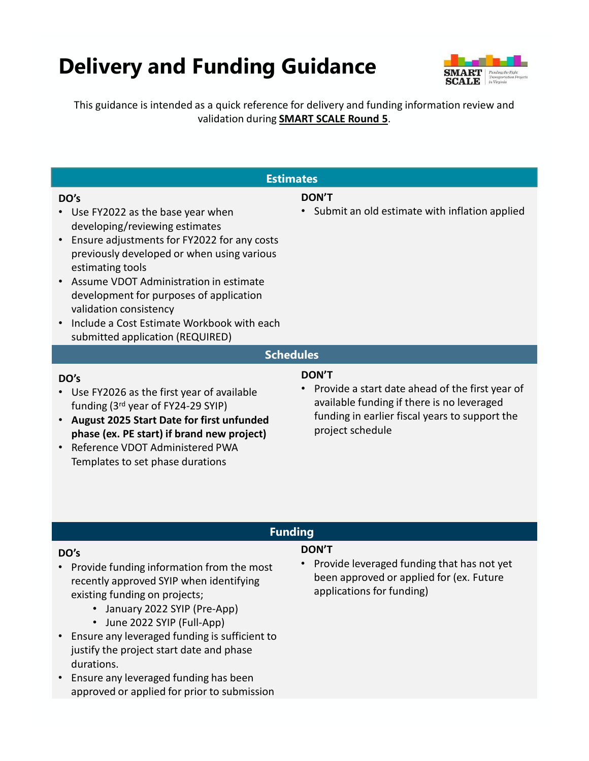# Delivery and Funding Guidance

This guidance is intended as a quick reference for delivery and funding information review and validation during **SMART SCALE Round 5**.

## Estimates

**DO's**

- Use FY2022 as the base year when developing/reviewing estimates
- Ensure adjustments for FY2022 for any costs previously developed or when using various estimating tools
- Assume VDOT Administration in estimate development for purposes of application validation consistency
- Include a Cost Estimate Workbook with each submitted application (REQUIRED)

**DON'T**

- Submit an old estimate with inflation applied

## Schedules

**DO's**

- Use FY2026 as the first year of available funding (3rd year of FY24-29 SYIP)
- **August 2025 Start Date for first unfunded phase (ex. PE start) if brand new project)**
- Reference VDOT Administered PWA Templates to set phase durations

**DON'T**

- Provide a start date ahead of the first year of available funding if there is no leveraged funding in earlier fiscal years to support the project schedule

## Funding

**DO's**

- Provide funding information from the most recently approved SYIP when identifying existing funding on projects;
  - January 2022 SYIP (Pre-App)
  - June 2022 SYIP (Full-App)
- Ensure any leveraged funding is sufficient to justify the project start date and phase durations.
- Ensure any leveraged funding has been approved or applied for prior to submission

**DON'T**

- Provide leveraged funding that has not yet been approved or applied for (ex. Future applications for funding)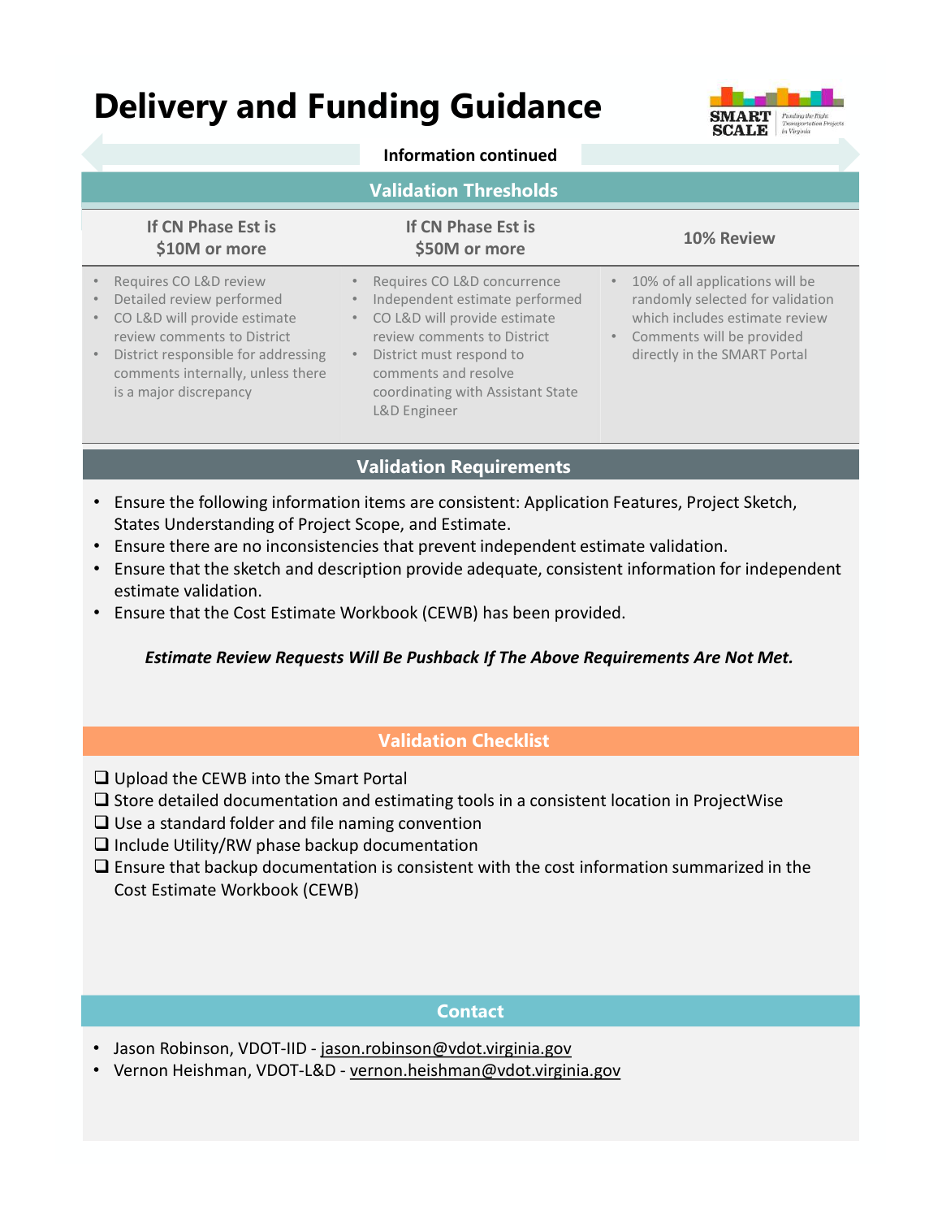# Delivery and Funding Guidance

SMART SCALE — Funding the Right Transportation Projects in Virginia

Information continued

## Validation Thresholds

| If CN Phase Est is $10M or more | If CN Phase Est is $50M or more | 10% Review |
| --- | --- | --- |
| • Requires CO L&D review<br>• Detailed review performed<br>• CO L&D will provide estimate review comments to District<br>• District responsible for addressing comments internally, unless there is a major discrepancy | • Requires CO L&D concurrence<br>• Independent estimate performed<br>• CO L&D will provide estimate review comments to District<br>• District must respond to comments and resolve coordinating with Assistant State L&D Engineer | • 10% of all applications will be randomly selected for validation which includes estimate review<br>• Comments will be provided directly in the SMART Portal |

## Validation Requirements

- Ensure the following information items are consistent: Application Features, Project Sketch, States Understanding of Project Scope, and Estimate.
- Ensure there are no inconsistencies that prevent independent estimate validation.
- Ensure that the sketch and description provide adequate, consistent information for independent estimate validation.
- Ensure that the Cost Estimate Workbook (CEWB) has been provided.

***Estimate Review Requests Will Be Pushback If The Above Requirements Are Not Met.***

## Validation Checklist

- ❑ Upload the CEWB into the Smart Portal
- ❑ Store detailed documentation and estimating tools in a consistent location in ProjectWise
- ❑ Use a standard folder and file naming convention
- ❑ Include Utility/RW phase backup documentation
- ❑ Ensure that backup documentation is consistent with the cost information summarized in the Cost Estimate Workbook (CEWB)

## Contact

- Jason Robinson, VDOT-IID - jason.robinson@vdot.virginia.gov
- Vernon Heishman, VDOT-L&D - vernon.heishman@vdot.virginia.gov